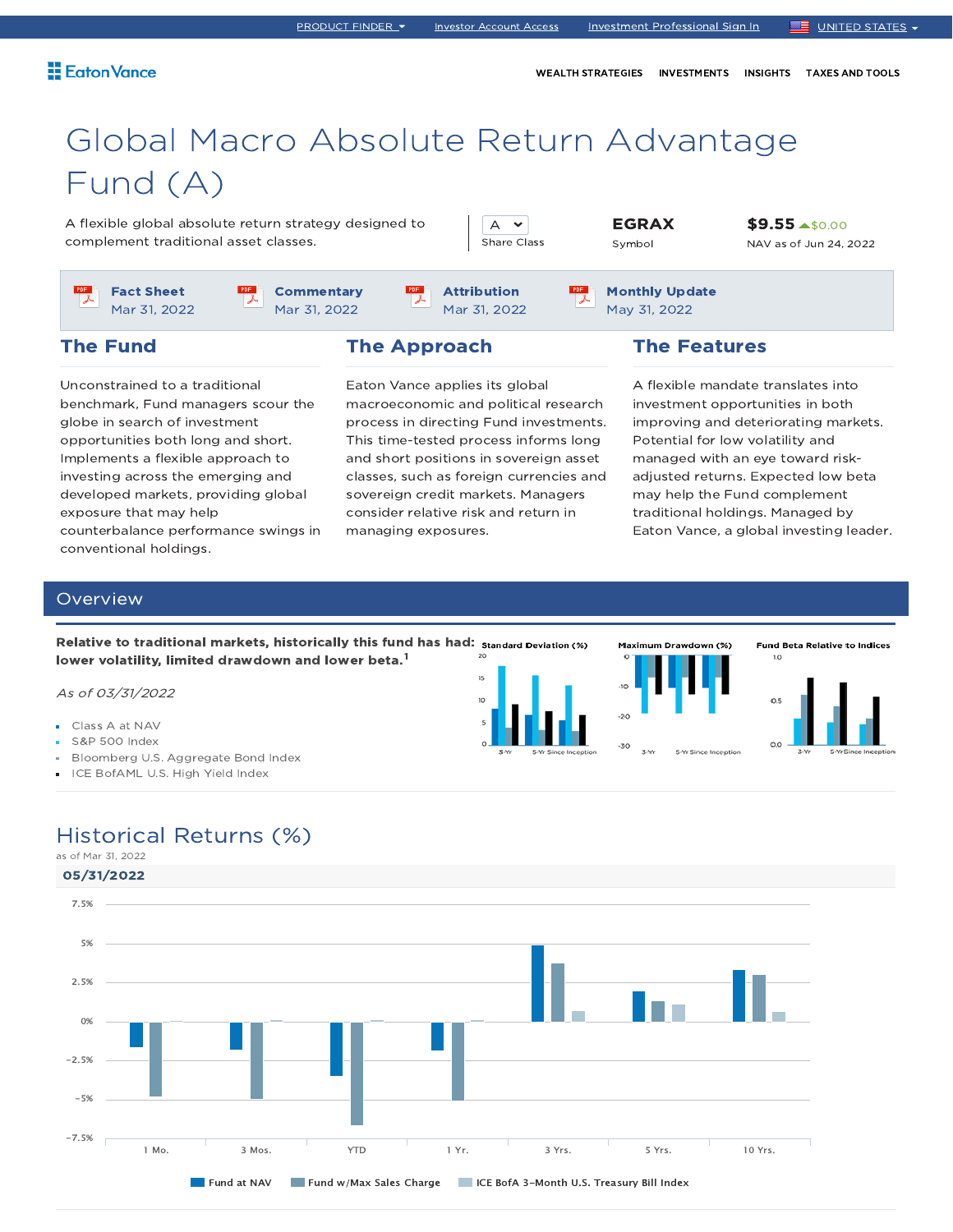PRODUCT FINDER | Investor Account Access | Investment Professional Sign In | UNITED STATES

Eaton Vance

WEALTH STRATEGIES | INVESTMENTS | INSIGHTS | TAXES AND TOOLS

# Global Macro Absolute Return Advantage Fund (A)

A flexible global absolute return strategy designed to complement traditional asset classes.

A
Share Class

**EGRAX**
Symbol

**$9.55** ▲$0.00
NAV as of Jun 24, 2022

**Fact Sheet**
Mar 31, 2022

**Commentary**
Mar 31, 2022

**Attribution**
Mar 31, 2022

**Monthly Update**
May 31, 2022

## The Fund

Unconstrained to a traditional benchmark, Fund managers scour the globe in search of investment opportunities both long and short. Implements a flexible approach to investing across the emerging and developed markets, providing global exposure that may help counterbalance performance swings in conventional holdings.

## The Approach

Eaton Vance applies its global macroeconomic and political research process in directing Fund investments. This time-tested process informs long and short positions in sovereign asset classes, such as foreign currencies and sovereign credit markets. Managers consider relative risk and return in managing exposures.

## The Features

A flexible mandate translates into investment opportunities in both improving and deteriorating markets. Potential for low volatility and managed with an eye toward risk-adjusted returns. Expected low beta may help the Fund complement traditional holdings. Managed by Eaton Vance, a global investing leader.

## Overview

**Relative to traditional markets, historically this fund has had: lower volatility, limited drawdown and lower beta.**[1]

*As of 03/31/2022*

- Class A at NAV
- S&P 500 Index
- Bloomberg U.S. Aggregate Bond Index
- ICE BofAML U.S. High Yield Index

Standard Deviation (%) | Maximum Drawdown (%) | Fund Beta Relative to Indices
(3-Yr, 5-Yr, Since Inception)

## Historical Returns (%)

as of Mar 31, 2022

**05/31/2022**

Periods: 1 Mo., 3 Mos., YTD, 1 Yr., 3 Yrs., 5 Yrs., 10 Yrs.

Fund at NAV | Fund w/Max Sales Charge | ICE BofA 3-Month U.S. Treasury Bill Index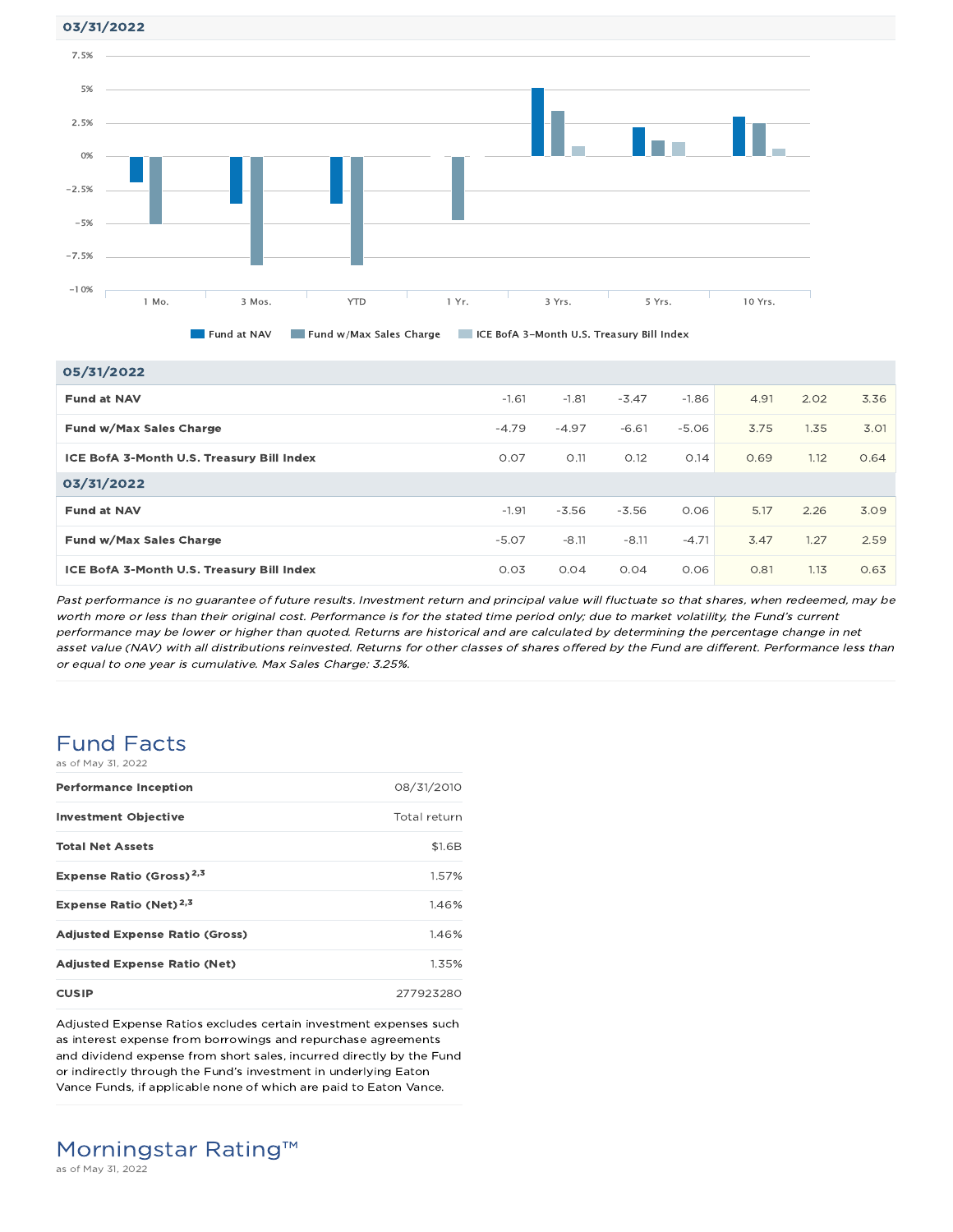03/31/2022

| | 1 Mo. | 3 Mos. | YTD | 1 Yr. | 3 Yrs. | 5 Yrs. | 10 Yrs. |
|---|---|---|---|---|---|---|---|
| **05/31/2022** | | | | | | | |
| **Fund at NAV** | -1.61 | -1.81 | -3.47 | -1.86 | 4.91 | 2.02 | 3.36 |
| **Fund w/Max Sales Charge** | -4.79 | -4.97 | -6.61 | -5.06 | 3.75 | 1.35 | 3.01 |
| **ICE BofA 3-Month U.S. Treasury Bill Index** | 0.07 | 0.11 | 0.12 | 0.14 | 0.69 | 1.12 | 0.64 |
| **03/31/2022** | | | | | | | |
| **Fund at NAV** | -1.91 | -3.56 | -3.56 | 0.06 | 5.17 | 2.26 | 3.09 |
| **Fund w/Max Sales Charge** | -5.07 | -8.11 | -8.11 | -4.71 | 3.47 | 1.27 | 2.59 |
| **ICE BofA 3-Month U.S. Treasury Bill Index** | 0.03 | 0.04 | 0.04 | 0.06 | 0.81 | 1.13 | 0.63 |

*Past performance is no guarantee of future results. Investment return and principal value will fluctuate so that shares, when redeemed, may be worth more or less than their original cost. Performance is for the stated time period only; due to market volatility, the Fund's current performance may be lower or higher than quoted. Returns are historical and are calculated by determining the percentage change in net asset value (NAV) with all distributions reinvested. Returns for other classes of shares offered by the Fund are different. Performance less than or equal to one year is cumulative. Max Sales Charge: 3.25%.*

## Fund Facts

as of May 31, 2022

| | |
|---|---|
| **Performance Inception** | 08/31/2010 |
| **Investment Objective** | Total return |
| **Total Net Assets** | $1.6B |
| **Expense Ratio (Gross)**[2,3] | 1.57% |
| **Expense Ratio (Net)**[2,3] | 1.46% |
| **Adjusted Expense Ratio (Gross)** | 1.46% |
| **Adjusted Expense Ratio (Net)** | 1.35% |
| **CUSIP** | 277923280 |

Adjusted Expense Ratios excludes certain investment expenses such as interest expense from borrowings and repurchase agreements and dividend expense from short sales, incurred directly by the Fund or indirectly through the Fund's investment in underlying Eaton Vance Funds, if applicable none of which are paid to Eaton Vance.

## Morningstar Rating™

as of May 31, 2022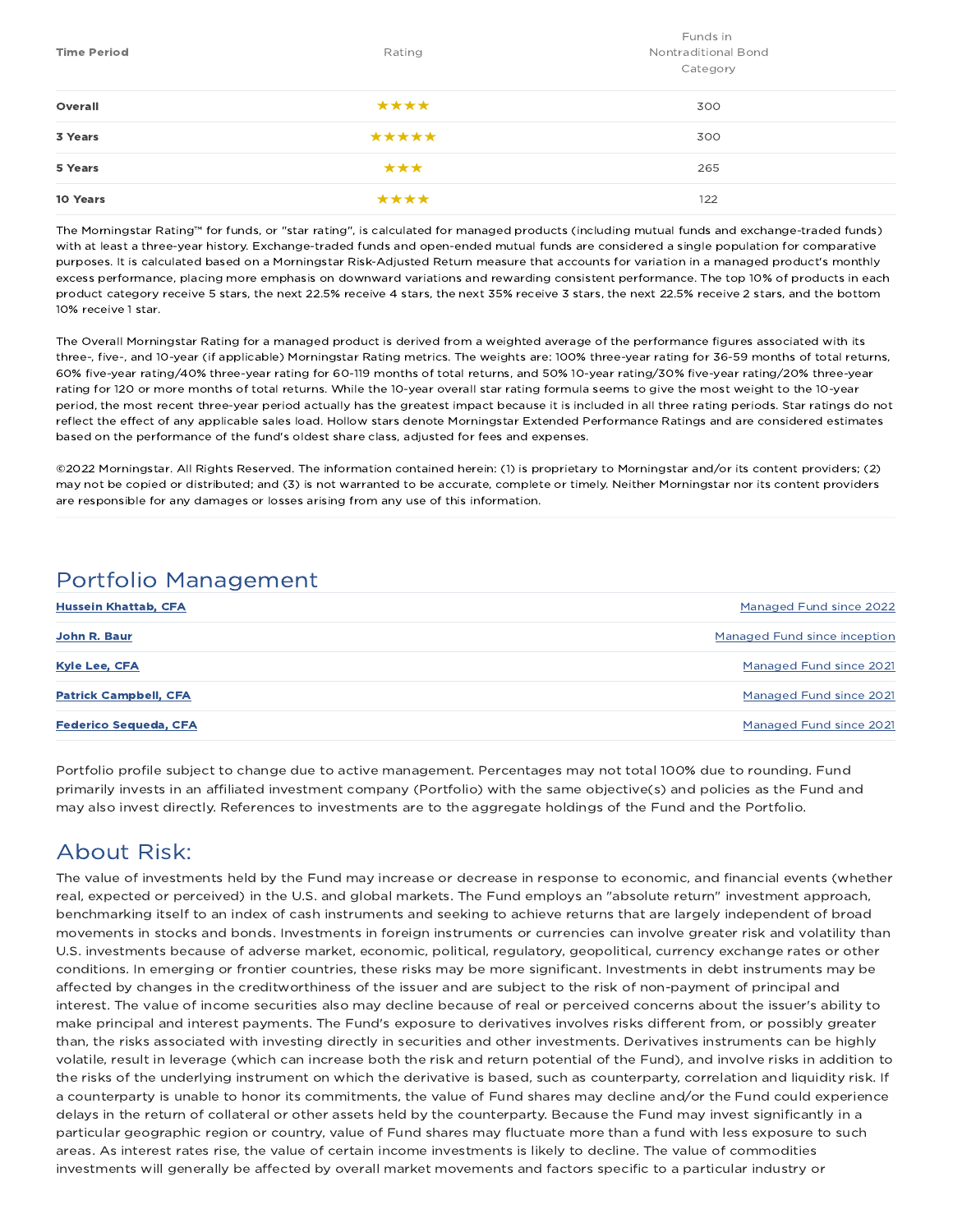| Time Period | Rating | Funds in Nontraditional Bond Category |
| --- | --- | --- |
| **Overall** | ★★★★ | 300 |
| **3 Years** | ★★★★★ | 300 |
| **5 Years** | ★★★ | 265 |
| **10 Years** | ★★★★ | 122 |

The Morningstar Rating™ for funds, or "star rating", is calculated for managed products (including mutual funds and exchange-traded funds) with at least a three-year history. Exchange-traded funds and open-ended mutual funds are considered a single population for comparative purposes. It is calculated based on a Morningstar Risk-Adjusted Return measure that accounts for variation in a managed product's monthly excess performance, placing more emphasis on downward variations and rewarding consistent performance. The top 10% of products in each product category receive 5 stars, the next 22.5% receive 4 stars, the next 35% receive 3 stars, the next 22.5% receive 2 stars, and the bottom 10% receive 1 star.

The Overall Morningstar Rating for a managed product is derived from a weighted average of the performance figures associated with its three-, five-, and 10-year (if applicable) Morningstar Rating metrics. The weights are: 100% three-year rating for 36-59 months of total returns, 60% five-year rating/40% three-year rating for 60-119 months of total returns, and 50% 10-year rating/30% five-year rating/20% three-year rating for 120 or more months of total returns. While the 10-year overall star rating formula seems to give the most weight to the 10-year period, the most recent three-year period actually has the greatest impact because it is included in all three rating periods. Star ratings do not reflect the effect of any applicable sales load. Hollow stars denote Morningstar Extended Performance Ratings and are considered estimates based on the performance of the fund's oldest share class, adjusted for fees and expenses.

©2022 Morningstar. All Rights Reserved. The information contained herein: (1) is proprietary to Morningstar and/or its content providers; (2) may not be copied or distributed; and (3) is not warranted to be accurate, complete or timely. Neither Morningstar nor its content providers are responsible for any damages or losses arising from any use of this information.

## Portfolio Management

| | |
| --- | --- |
| **Hussein Khattab, CFA** | Managed Fund since 2022 |
| **John R. Baur** | Managed Fund since inception |
| **Kyle Lee, CFA** | Managed Fund since 2021 |
| **Patrick Campbell, CFA** | Managed Fund since 2021 |
| **Federico Sequeda, CFA** | Managed Fund since 2021 |

Portfolio profile subject to change due to active management. Percentages may not total 100% due to rounding. Fund primarily invests in an affiliated investment company (Portfolio) with the same objective(s) and policies as the Fund and may also invest directly. References to investments are to the aggregate holdings of the Fund and the Portfolio.

## About Risk:

The value of investments held by the Fund may increase or decrease in response to economic, and financial events (whether real, expected or perceived) in the U.S. and global markets. The Fund employs an "absolute return" investment approach, benchmarking itself to an index of cash instruments and seeking to achieve returns that are largely independent of broad movements in stocks and bonds. Investments in foreign instruments or currencies can involve greater risk and volatility than U.S. investments because of adverse market, economic, political, regulatory, geopolitical, currency exchange rates or other conditions. In emerging or frontier countries, these risks may be more significant. Investments in debt instruments may be affected by changes in the creditworthiness of the issuer and are subject to the risk of non-payment of principal and interest. The value of income securities also may decline because of real or perceived concerns about the issuer's ability to make principal and interest payments. The Fund's exposure to derivatives involves risks different from, or possibly greater than, the risks associated with investing directly in securities and other investments. Derivatives instruments can be highly volatile, result in leverage (which can increase both the risk and return potential of the Fund), and involve risks in addition to the risks of the underlying instrument on which the derivative is based, such as counterparty, correlation and liquidity risk. If a counterparty is unable to honor its commitments, the value of Fund shares may decline and/or the Fund could experience delays in the return of collateral or other assets held by the counterparty. Because the Fund may invest significantly in a particular geographic region or country, value of Fund shares may fluctuate more than a fund with less exposure to such areas. As interest rates rise, the value of certain income investments is likely to decline. The value of commodities investments will generally be affected by overall market movements and factors specific to a particular industry or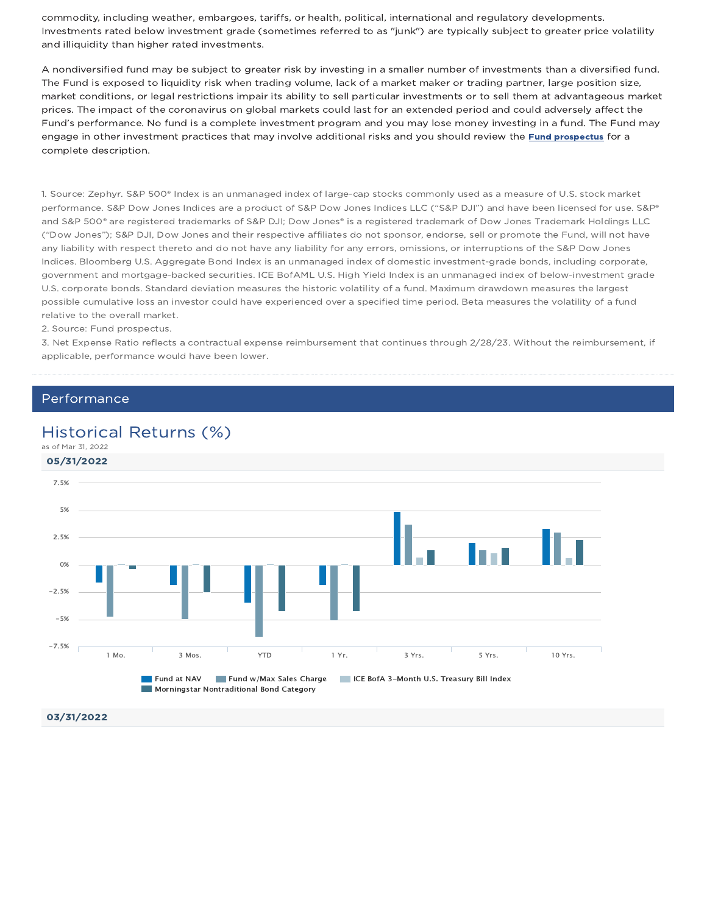commodity, including weather, embargoes, tariffs, or health, political, international and regulatory developments. Investments rated below investment grade (sometimes referred to as "junk") are typically subject to greater price volatility and illiquidity than higher rated investments.

A nondiversified fund may be subject to greater risk by investing in a smaller number of investments than a diversified fund. The Fund is exposed to liquidity risk when trading volume, lack of a market maker or trading partner, large position size, market conditions, or legal restrictions impair its ability to sell particular investments or to sell them at advantageous market prices. The impact of the coronavirus on global markets could last for an extended period and could adversely affect the Fund's performance. No fund is a complete investment program and you may lose money investing in a fund. The Fund may engage in other investment practices that may involve additional risks and you should review the **Fund prospectus** for a complete description.

1. Source: Zephyr. S&P 500® Index is an unmanaged index of large-cap stocks commonly used as a measure of U.S. stock market performance. S&P Dow Jones Indices are a product of S&P Dow Jones Indices LLC ("S&P DJI") and have been licensed for use. S&P® and S&P 500® are registered trademarks of S&P DJI; Dow Jones® is a registered trademark of Dow Jones Trademark Holdings LLC ("Dow Jones"); S&P DJI, Dow Jones and their respective affiliates do not sponsor, endorse, sell or promote the Fund, will not have any liability with respect thereto and do not have any liability for any errors, omissions, or interruptions of the S&P Dow Jones Indices. Bloomberg U.S. Aggregate Bond Index is an unmanaged index of domestic investment-grade bonds, including corporate, government and mortgage-backed securities. ICE BofAML U.S. High Yield Index is an unmanaged index of below-investment grade U.S. corporate bonds. Standard deviation measures the historic volatility of a fund. Maximum drawdown measures the largest possible cumulative loss an investor could have experienced over a specified time period. Beta measures the volatility of a fund relative to the overall market.
2. Source: Fund prospectus.
3. Net Expense Ratio reflects a contractual expense reimbursement that continues through 2/28/23. Without the reimbursement, if applicable, performance would have been lower.

## Performance

### Historical Returns (%)

as of Mar 31, 2022

**05/31/2022**

Chart axis: 7.5%, 5%, 2.5%, 0%, −2.5%, −5%, −7.5%

Categories: 1 Mo., 3 Mos., YTD, 1 Yr., 3 Yrs., 5 Yrs., 10 Yrs.

Legend: Fund at NAV; Fund w/Max Sales Charge; ICE BofA 3-Month U.S. Treasury Bill Index; Morningstar Nontraditional Bond Category

**03/31/2022**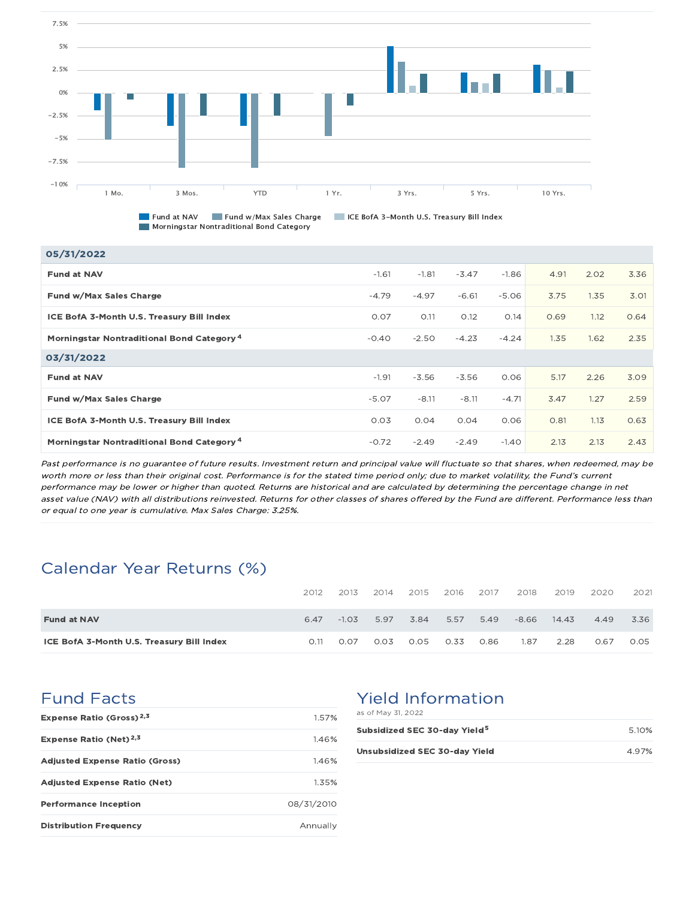| | 1 Mo. | 3 Mos. | YTD | 1 Yr. | 3 Yrs. | 5 Yrs. | 10 Yrs. |
|---|---|---|---|---|---|---|---|
| **05/31/2022** | | | | | | | |
| **Fund at NAV** | -1.61 | -1.81 | -3.47 | -1.86 | 4.91 | 2.02 | 3.36 |
| **Fund w/Max Sales Charge** | -4.79 | -4.97 | -6.61 | -5.06 | 3.75 | 1.35 | 3.01 |
| **ICE BofA 3-Month U.S. Treasury Bill Index** | 0.07 | 0.11 | 0.12 | 0.14 | 0.69 | 1.12 | 0.64 |
| **Morningstar Nontraditional Bond Category** [4] | -0.40 | -2.50 | -4.23 | -4.24 | 1.35 | 1.62 | 2.35 |
| **03/31/2022** | | | | | | | |
| **Fund at NAV** | -1.91 | -3.56 | -3.56 | 0.06 | 5.17 | 2.26 | 3.09 |
| **Fund w/Max Sales Charge** | -5.07 | -8.11 | -8.11 | -4.71 | 3.47 | 1.27 | 2.59 |
| **ICE BofA 3-Month U.S. Treasury Bill Index** | 0.03 | 0.04 | 0.04 | 0.06 | 0.81 | 1.13 | 0.63 |
| **Morningstar Nontraditional Bond Category** [4] | -0.72 | -2.49 | -2.49 | -1.40 | 2.13 | 2.13 | 2.43 |

*Past performance is no guarantee of future results. Investment return and principal value will fluctuate so that shares, when redeemed, may be worth more or less than their original cost. Performance is for the stated time period only; due to market volatility, the Fund's current performance may be lower or higher than quoted. Returns are historical and are calculated by determining the percentage change in net asset value (NAV) with all distributions reinvested. Returns for other classes of shares offered by the Fund are different. Performance less than or equal to one year is cumulative. Max Sales Charge: 3.25%.*

## Calendar Year Returns (%)

| | 2012 | 2013 | 2014 | 2015 | 2016 | 2017 | 2018 | 2019 | 2020 | 2021 |
|---|---|---|---|---|---|---|---|---|---|---|
| **Fund at NAV** | 6.47 | -1.03 | 5.97 | 3.84 | 5.57 | 5.49 | -8.66 | 14.43 | 4.49 | 3.36 |
| **ICE BofA 3-Month U.S. Treasury Bill Index** | 0.11 | 0.07 | 0.03 | 0.05 | 0.33 | 0.86 | 1.87 | 2.28 | 0.67 | 0.05 |

## Fund Facts

| | |
|---|---|
| **Expense Ratio (Gross)** [2,3] | 1.57% |
| **Expense Ratio (Net)** [2,3] | 1.46% |
| **Adjusted Expense Ratio (Gross)** | 1.46% |
| **Adjusted Expense Ratio (Net)** | 1.35% |
| **Performance Inception** | 08/31/2010 |
| **Distribution Frequency** | Annually |

## Yield Information

as of May 31, 2022

| | |
|---|---|
| **Subsidized SEC 30-day Yield** [5] | 5.10% |
| **Unsubsidized SEC 30-day Yield** | 4.97% |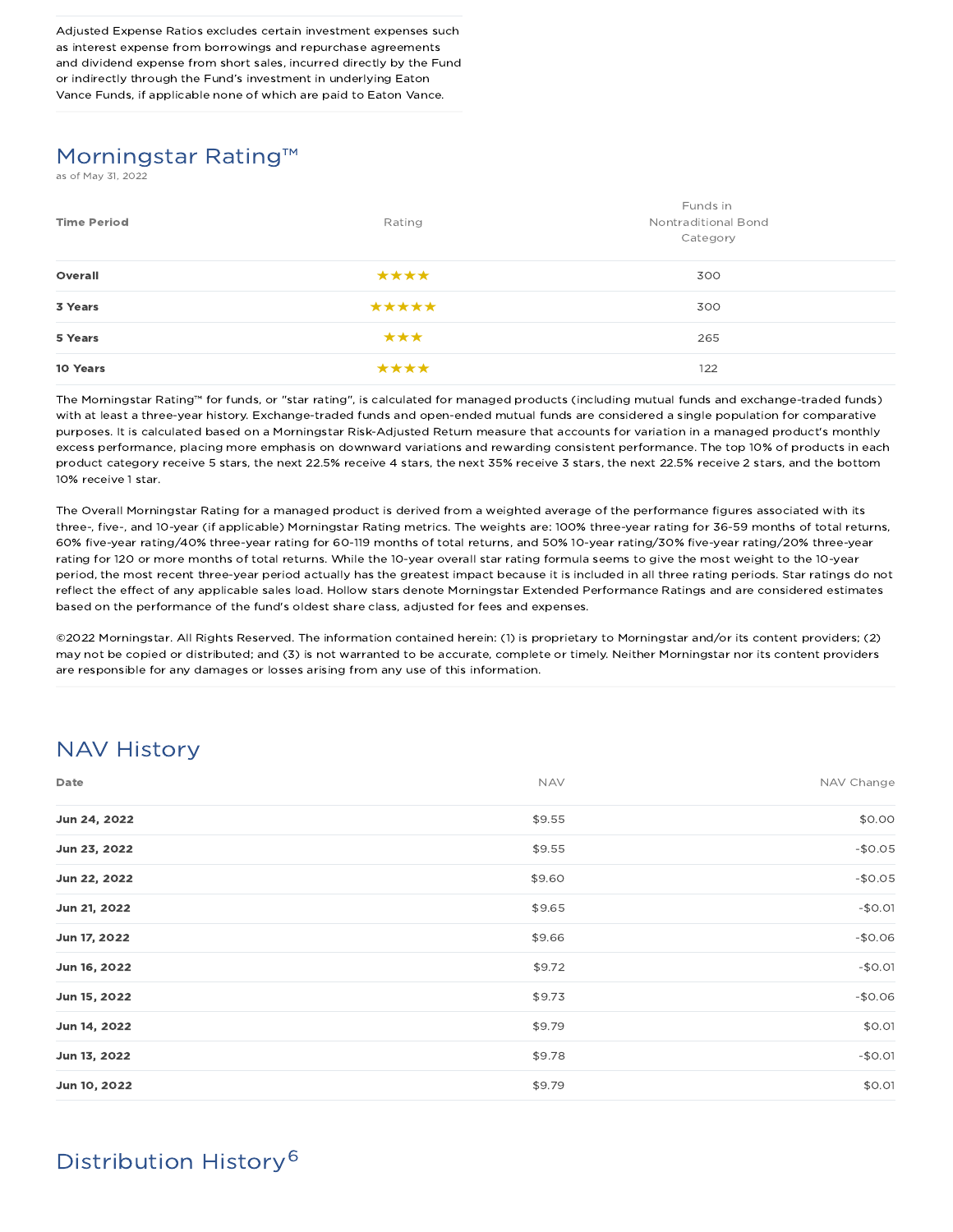Adjusted Expense Ratios excludes certain investment expenses such as interest expense from borrowings and repurchase agreements and dividend expense from short sales, incurred directly by the Fund or indirectly through the Fund's investment in underlying Eaton Vance Funds, if applicable none of which are paid to Eaton Vance.

## Morningstar Rating™

as of May 31, 2022

| Time Period | Rating | Funds in Nontraditional Bond Category |
|---|---|---|
| **Overall** | ★★★★ | 300 |
| **3 Years** | ★★★★★ | 300 |
| **5 Years** | ★★★ | 265 |
| **10 Years** | ★★★★ | 122 |

The Morningstar Rating™ for funds, or "star rating", is calculated for managed products (including mutual funds and exchange-traded funds) with at least a three-year history. Exchange-traded funds and open-ended mutual funds are considered a single population for comparative purposes. It is calculated based on a Morningstar Risk-Adjusted Return measure that accounts for variation in a managed product's monthly excess performance, placing more emphasis on downward variations and rewarding consistent performance. The top 10% of products in each product category receive 5 stars, the next 22.5% receive 4 stars, the next 35% receive 3 stars, the next 22.5% receive 2 stars, and the bottom 10% receive 1 star.

The Overall Morningstar Rating for a managed product is derived from a weighted average of the performance figures associated with its three-, five-, and 10-year (if applicable) Morningstar Rating metrics. The weights are: 100% three-year rating for 36-59 months of total returns, 60% five-year rating/40% three-year rating for 60-119 months of total returns, and 50% 10-year rating/30% five-year rating/20% three-year rating for 120 or more months of total returns. While the 10-year overall star rating formula seems to give the most weight to the 10-year period, the most recent three-year period actually has the greatest impact because it is included in all three rating periods. Star ratings do not reflect the effect of any applicable sales load. Hollow stars denote Morningstar Extended Performance Ratings and are considered estimates based on the performance of the fund's oldest share class, adjusted for fees and expenses.

©2022 Morningstar. All Rights Reserved. The information contained herein: (1) is proprietary to Morningstar and/or its content providers; (2) may not be copied or distributed; and (3) is not warranted to be accurate, complete or timely. Neither Morningstar nor its content providers are responsible for any damages or losses arising from any use of this information.

## NAV History

| Date | NAV | NAV Change |
|---|---|---|
| **Jun 24, 2022** | $9.55 | $0.00 |
| **Jun 23, 2022** | $9.55 | -$0.05 |
| **Jun 22, 2022** | $9.60 | -$0.05 |
| **Jun 21, 2022** | $9.65 | -$0.01 |
| **Jun 17, 2022** | $9.66 | -$0.06 |
| **Jun 16, 2022** | $9.72 | -$0.01 |
| **Jun 15, 2022** | $9.73 | -$0.06 |
| **Jun 14, 2022** | $9.79 | $0.01 |
| **Jun 13, 2022** | $9.78 | -$0.01 |
| **Jun 10, 2022** | $9.79 | $0.01 |

## Distribution History[6]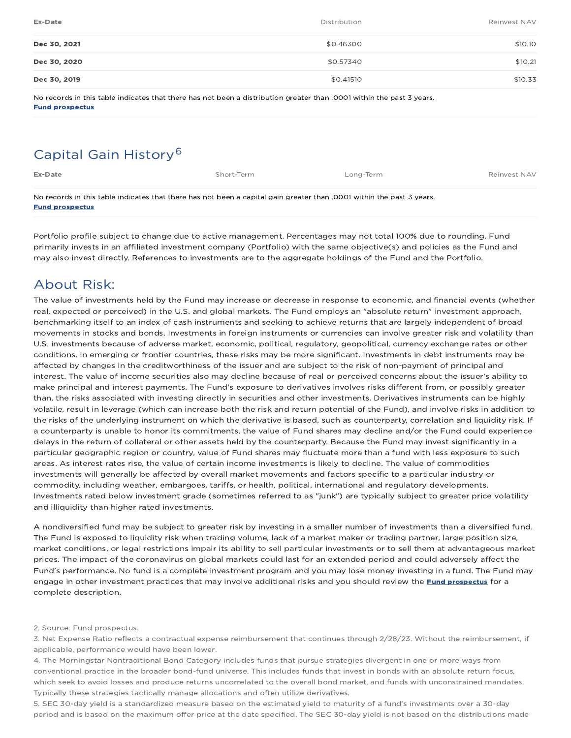| Ex-Date | Distribution | Reinvest NAV |
| --- | --- | --- |
| **Dec 30, 2021** | $0.46300 | $10.10 |
| **Dec 30, 2020** | $0.57340 | $10.21 |
| **Dec 30, 2019** | $0.41510 | $10.33 |

No records in this table indicates that there has not been a distribution greater than .0001 within the past 3 years.
**Fund prospectus**

## Capital Gain History[6]

| Ex-Date | Short-Term | Long-Term | Reinvest NAV |
| --- | --- | --- | --- |

No records in this table indicates that there has not been a capital gain greater than .0001 within the past 3 years.
**Fund prospectus**

Portfolio profile subject to change due to active management. Percentages may not total 100% due to rounding. Fund primarily invests in an affiliated investment company (Portfolio) with the same objective(s) and policies as the Fund and may also invest directly. References to investments are to the aggregate holdings of the Fund and the Portfolio.

## About Risk:

The value of investments held by the Fund may increase or decrease in response to economic, and financial events (whether real, expected or perceived) in the U.S. and global markets. The Fund employs an "absolute return" investment approach, benchmarking itself to an index of cash instruments and seeking to achieve returns that are largely independent of broad movements in stocks and bonds. Investments in foreign instruments or currencies can involve greater risk and volatility than U.S. investments because of adverse market, economic, political, regulatory, geopolitical, currency exchange rates or other conditions. In emerging or frontier countries, these risks may be more significant. Investments in debt instruments may be affected by changes in the creditworthiness of the issuer and are subject to the risk of non-payment of principal and interest. The value of income securities also may decline because of real or perceived concerns about the issuer's ability to make principal and interest payments. The Fund's exposure to derivatives involves risks different from, or possibly greater than, the risks associated with investing directly in securities and other investments. Derivatives instruments can be highly volatile, result in leverage (which can increase both the risk and return potential of the Fund), and involve risks in addition to the risks of the underlying instrument on which the derivative is based, such as counterparty, correlation and liquidity risk. If a counterparty is unable to honor its commitments, the value of Fund shares may decline and/or the Fund could experience delays in the return of collateral or other assets held by the counterparty. Because the Fund may invest significantly in a particular geographic region or country, value of Fund shares may fluctuate more than a fund with less exposure to such areas. As interest rates rise, the value of certain income investments is likely to decline. The value of commodities investments will generally be affected by overall market movements and factors specific to a particular industry or commodity, including weather, embargoes, tariffs, or health, political, international and regulatory developments. Investments rated below investment grade (sometimes referred to as "junk") are typically subject to greater price volatility and illiquidity than higher rated investments.

A nondiversified fund may be subject to greater risk by investing in a smaller number of investments than a diversified fund. The Fund is exposed to liquidity risk when trading volume, lack of a market maker or trading partner, large position size, market conditions, or legal restrictions impair its ability to sell particular investments or to sell them at advantageous market prices. The impact of the coronavirus on global markets could last for an extended period and could adversely affect the Fund's performance. No fund is a complete investment program and you may lose money investing in a fund. The Fund may engage in other investment practices that may involve additional risks and you should review the **Fund prospectus** for a complete description.

2. Source: Fund prospectus.
3. Net Expense Ratio reflects a contractual expense reimbursement that continues through 2/28/23. Without the reimbursement, if applicable, performance would have been lower.
4. The Morningstar Nontraditional Bond Category includes funds that pursue strategies divergent in one or more ways from conventional practice in the broader bond-fund universe. This includes funds that invest in bonds with an absolute return focus, which seek to avoid losses and produce returns uncorrelated to the overall bond market, and funds with unconstrained mandates. Typically these strategies tactically manage allocations and often utilize derivatives.
5. SEC 30-day yield is a standardized measure based on the estimated yield to maturity of a fund's investments over a 30-day period and is based on the maximum offer price at the date specified. The SEC 30-day yield is not based on the distributions made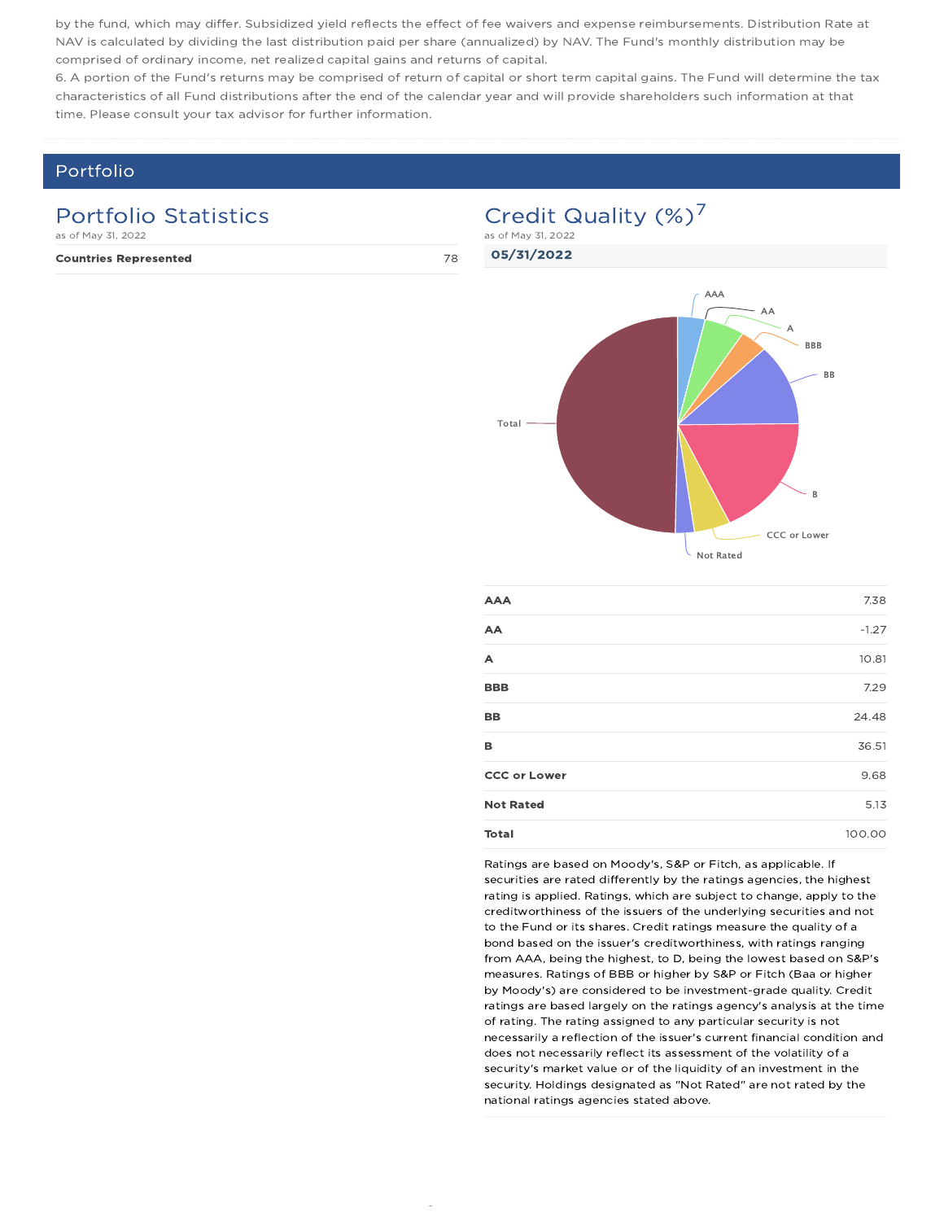by the fund, which may differ. Subsidized yield reflects the effect of fee waivers and expense reimbursements. Distribution Rate at NAV is calculated by dividing the last distribution paid per share (annualized) by NAV. The Fund's monthly distribution may be comprised of ordinary income, net realized capital gains and returns of capital.

6. A portion of the Fund's returns may be comprised of return of capital or short term capital gains. The Fund will determine the tax characteristics of all Fund distributions after the end of the calendar year and will provide shareholders such information at that time. Please consult your tax advisor for further information.

## Portfolio

### Portfolio Statistics

as of May 31, 2022

| | |
|---|---|
| **Countries Represented** | 78 |

### Credit Quality (%)[7]

as of May 31, 2022

**05/31/2022**

| | |
|---|---|
| **AAA** | 7.38 |
| **AA** | -1.27 |
| **A** | 10.81 |
| **BBB** | 7.29 |
| **BB** | 24.48 |
| **B** | 36.51 |
| **CCC or Lower** | 9.68 |
| **Not Rated** | 5.13 |
| **Total** | 100.00 |

Ratings are based on Moody's, S&P or Fitch, as applicable. If securities are rated differently by the ratings agencies, the highest rating is applied. Ratings, which are subject to change, apply to the creditworthiness of the issuers of the underlying securities and not to the Fund or its shares. Credit ratings measure the quality of a bond based on the issuer's creditworthiness, with ratings ranging from AAA, being the highest, to D, being the lowest based on S&P's measures. Ratings of BBB or higher by S&P or Fitch (Baa or higher by Moody's) are considered to be investment-grade quality. Credit ratings are based largely on the ratings agency's analysis at the time of rating. The rating assigned to any particular security is not necessarily a reflection of the issuer's current financial condition and does not necessarily reflect its assessment of the volatility of a security's market value or of the liquidity of an investment in the security. Holdings designated as "Not Rated" are not rated by the national ratings agencies stated above.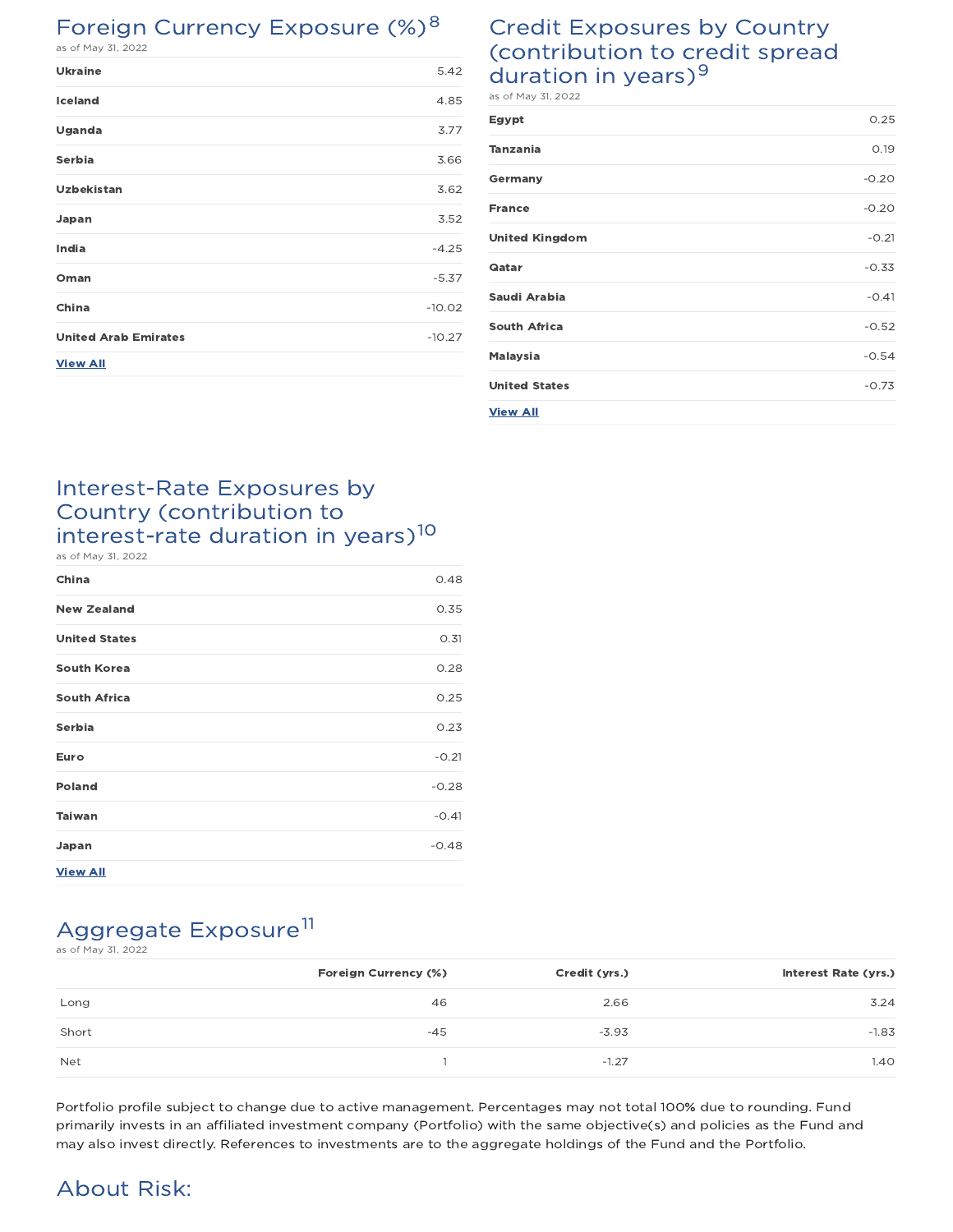## Foreign Currency Exposure (%)[8]

as of May 31, 2022

| | |
|---|---|
| **Ukraine** | 5.42 |
| **Iceland** | 4.85 |
| **Uganda** | 3.77 |
| **Serbia** | 3.66 |
| **Uzbekistan** | 3.62 |
| **Japan** | 3.52 |
| **India** | -4.25 |
| **Oman** | -5.37 |
| **China** | -10.02 |
| **United Arab Emirates** | -10.27 |

**View All**

## Credit Exposures by Country (contribution to credit spread duration in years)[9]

as of May 31, 2022

| | |
|---|---|
| **Egypt** | 0.25 |
| **Tanzania** | 0.19 |
| **Germany** | -0.20 |
| **France** | -0.20 |
| **United Kingdom** | -0.21 |
| **Qatar** | -0.33 |
| **Saudi Arabia** | -0.41 |
| **South Africa** | -0.52 |
| **Malaysia** | -0.54 |
| **United States** | -0.73 |

**View All**

## Interest-Rate Exposures by Country (contribution to interest-rate duration in years)[10]

as of May 31, 2022

| | |
|---|---|
| **China** | 0.48 |
| **New Zealand** | 0.35 |
| **United States** | 0.31 |
| **South Korea** | 0.28 |
| **South Africa** | 0.25 |
| **Serbia** | 0.23 |
| **Euro** | -0.21 |
| **Poland** | -0.28 |
| **Taiwan** | -0.41 |
| **Japan** | -0.48 |

**View All**

## Aggregate Exposure[11]

as of May 31, 2022

| | Foreign Currency (%) | Credit (yrs.) | Interest Rate (yrs.) |
|---|---|---|---|
| Long | 46 | 2.66 | 3.24 |
| Short | -45 | -3.93 | -1.83 |
| Net | 1 | -1.27 | 1.40 |

Portfolio profile subject to change due to active management. Percentages may not total 100% due to rounding. Fund primarily invests in an affiliated investment company (Portfolio) with the same objective(s) and policies as the Fund and may also invest directly. References to investments are to the aggregate holdings of the Fund and the Portfolio.

## About Risk: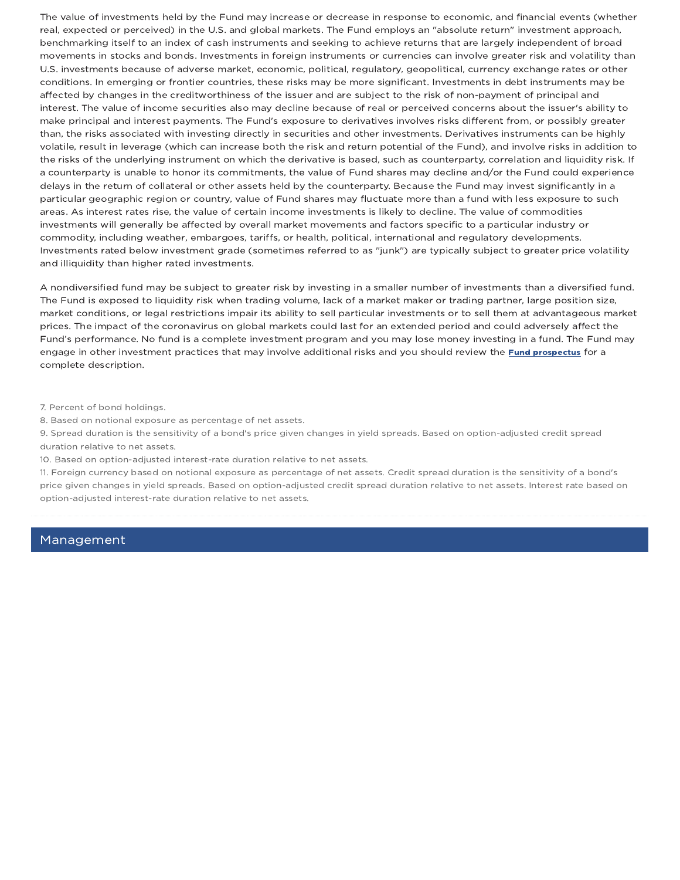The value of investments held by the Fund may increase or decrease in response to economic, and financial events (whether real, expected or perceived) in the U.S. and global markets. The Fund employs an "absolute return" investment approach, benchmarking itself to an index of cash instruments and seeking to achieve returns that are largely independent of broad movements in stocks and bonds. Investments in foreign instruments or currencies can involve greater risk and volatility than U.S. investments because of adverse market, economic, political, regulatory, geopolitical, currency exchange rates or other conditions. In emerging or frontier countries, these risks may be more significant. Investments in debt instruments may be affected by changes in the creditworthiness of the issuer and are subject to the risk of non-payment of principal and interest. The value of income securities also may decline because of real or perceived concerns about the issuer's ability to make principal and interest payments. The Fund's exposure to derivatives involves risks different from, or possibly greater than, the risks associated with investing directly in securities and other investments. Derivatives instruments can be highly volatile, result in leverage (which can increase both the risk and return potential of the Fund), and involve risks in addition to the risks of the underlying instrument on which the derivative is based, such as counterparty, correlation and liquidity risk. If a counterparty is unable to honor its commitments, the value of Fund shares may decline and/or the Fund could experience delays in the return of collateral or other assets held by the counterparty. Because the Fund may invest significantly in a particular geographic region or country, value of Fund shares may fluctuate more than a fund with less exposure to such areas. As interest rates rise, the value of certain income investments is likely to decline. The value of commodities investments will generally be affected by overall market movements and factors specific to a particular industry or commodity, including weather, embargoes, tariffs, or health, political, international and regulatory developments. Investments rated below investment grade (sometimes referred to as "junk") are typically subject to greater price volatility and illiquidity than higher rated investments.

A nondiversified fund may be subject to greater risk by investing in a smaller number of investments than a diversified fund. The Fund is exposed to liquidity risk when trading volume, lack of a market maker or trading partner, large position size, market conditions, or legal restrictions impair its ability to sell particular investments or to sell them at advantageous market prices. The impact of the coronavirus on global markets could last for an extended period and could adversely affect the Fund's performance. No fund is a complete investment program and you may lose money investing in a fund. The Fund may engage in other investment practices that may involve additional risks and you should review the **Fund prospectus** for a complete description.

7. Percent of bond holdings.
8. Based on notional exposure as percentage of net assets.
9. Spread duration is the sensitivity of a bond's price given changes in yield spreads. Based on option-adjusted credit spread duration relative to net assets.
10. Based on option-adjusted interest-rate duration relative to net assets.
11. Foreign currency based on notional exposure as percentage of net assets. Credit spread duration is the sensitivity of a bond's price given changes in yield spreads. Based on option-adjusted credit spread duration relative to net assets. Interest rate based on option-adjusted interest-rate duration relative to net assets.

## Management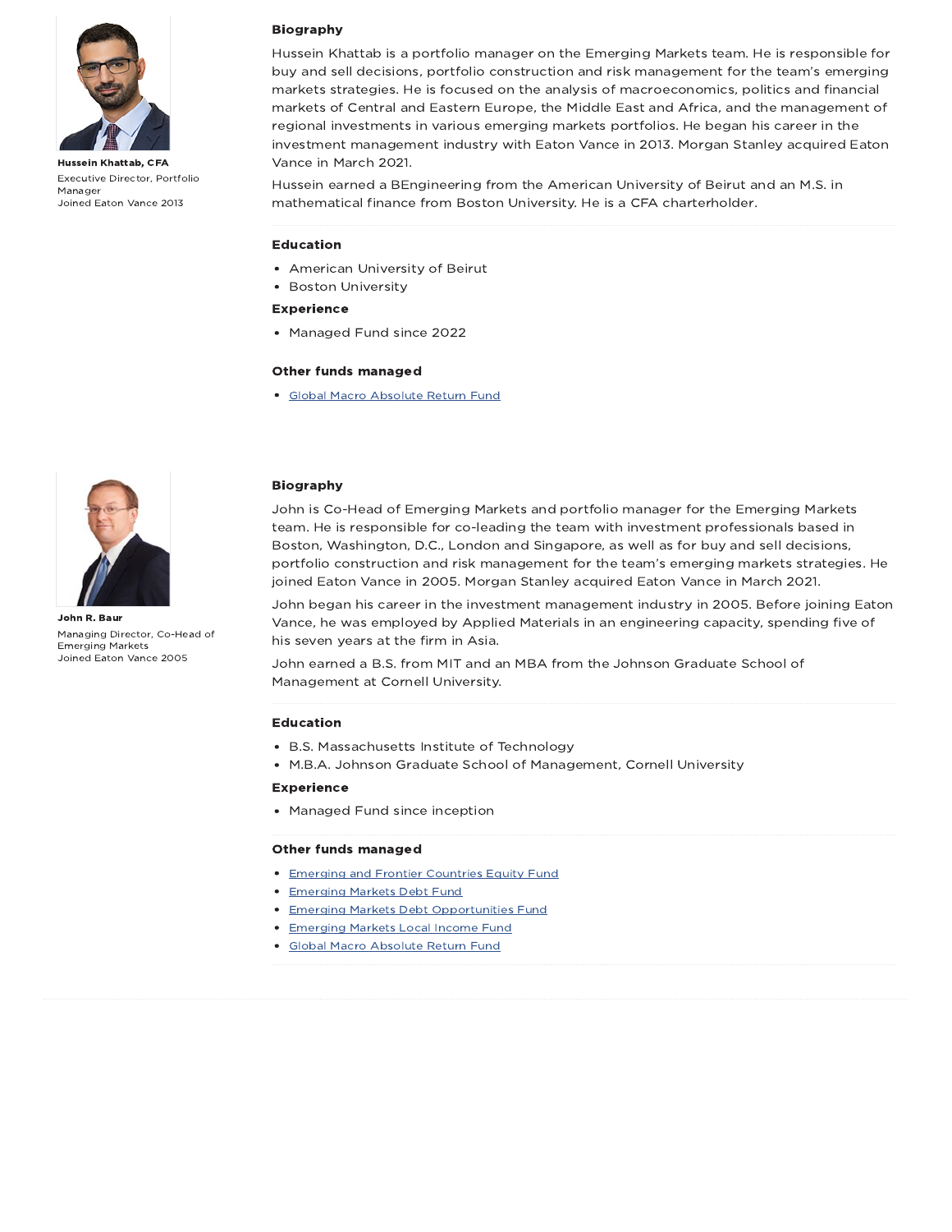**Hussein Khattab, CFA**

Executive Director, Portfolio Manager

Joined Eaton Vance 2013

### Biography

Hussein Khattab is a portfolio manager on the Emerging Markets team. He is responsible for buy and sell decisions, portfolio construction and risk management for the team's emerging markets strategies. He is focused on the analysis of macroeconomics, politics and financial markets of Central and Eastern Europe, the Middle East and Africa, and the management of regional investments in various emerging markets portfolios. He began his career in the investment management industry with Eaton Vance in 2013. Morgan Stanley acquired Eaton Vance in March 2021.

Hussein earned a BEngineering from the American University of Beirut and an M.S. in mathematical finance from Boston University. He is a CFA charterholder.

### Education

- American University of Beirut
- Boston University

### Experience

- Managed Fund since 2022

### Other funds managed

- Global Macro Absolute Return Fund

---

**John R. Baur**

Managing Director, Co-Head of Emerging Markets

Joined Eaton Vance 2005

### Biography

John is Co-Head of Emerging Markets and portfolio manager for the Emerging Markets team. He is responsible for co-leading the team with investment professionals based in Boston, Washington, D.C., London and Singapore, as well as for buy and sell decisions, portfolio construction and risk management for the team's emerging markets strategies. He joined Eaton Vance in 2005. Morgan Stanley acquired Eaton Vance in March 2021.

John began his career in the investment management industry in 2005. Before joining Eaton Vance, he was employed by Applied Materials in an engineering capacity, spending five of his seven years at the firm in Asia.

John earned a B.S. from MIT and an MBA from the Johnson Graduate School of Management at Cornell University.

### Education

- B.S. Massachusetts Institute of Technology
- M.B.A. Johnson Graduate School of Management, Cornell University

### Experience

- Managed Fund since inception

### Other funds managed

- Emerging and Frontier Countries Equity Fund
- Emerging Markets Debt Fund
- Emerging Markets Debt Opportunities Fund
- Emerging Markets Local Income Fund
- Global Macro Absolute Return Fund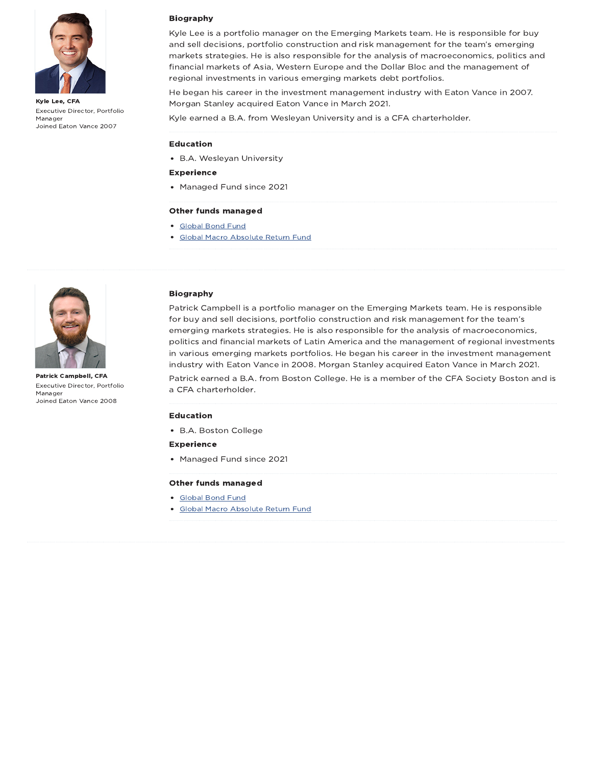**Kyle Lee, CFA**

Executive Director, Portfolio Manager

Joined Eaton Vance 2007

### Biography

Kyle Lee is a portfolio manager on the Emerging Markets team. He is responsible for buy and sell decisions, portfolio construction and risk management for the team's emerging markets strategies. He is also responsible for the analysis of macroeconomics, politics and financial markets of Asia, Western Europe and the Dollar Bloc and the management of regional investments in various emerging markets debt portfolios.

He began his career in the investment management industry with Eaton Vance in 2007. Morgan Stanley acquired Eaton Vance in March 2021.

Kyle earned a B.A. from Wesleyan University and is a CFA charterholder.

### Education

- B.A. Wesleyan University

### Experience

- Managed Fund since 2021

### Other funds managed

- Global Bond Fund
- Global Macro Absolute Return Fund

---

**Patrick Campbell, CFA**

Executive Director, Portfolio Manager

Joined Eaton Vance 2008

### Biography

Patrick Campbell is a portfolio manager on the Emerging Markets team. He is responsible for buy and sell decisions, portfolio construction and risk management for the team's emerging markets strategies. He is also responsible for the analysis of macroeconomics, politics and financial markets of Latin America and the management of regional investments in various emerging markets portfolios. He began his career in the investment management industry with Eaton Vance in 2008. Morgan Stanley acquired Eaton Vance in March 2021.

Patrick earned a B.A. from Boston College. He is a member of the CFA Society Boston and is a CFA charterholder.

### Education

- B.A. Boston College

### Experience

- Managed Fund since 2021

### Other funds managed

- Global Bond Fund
- Global Macro Absolute Return Fund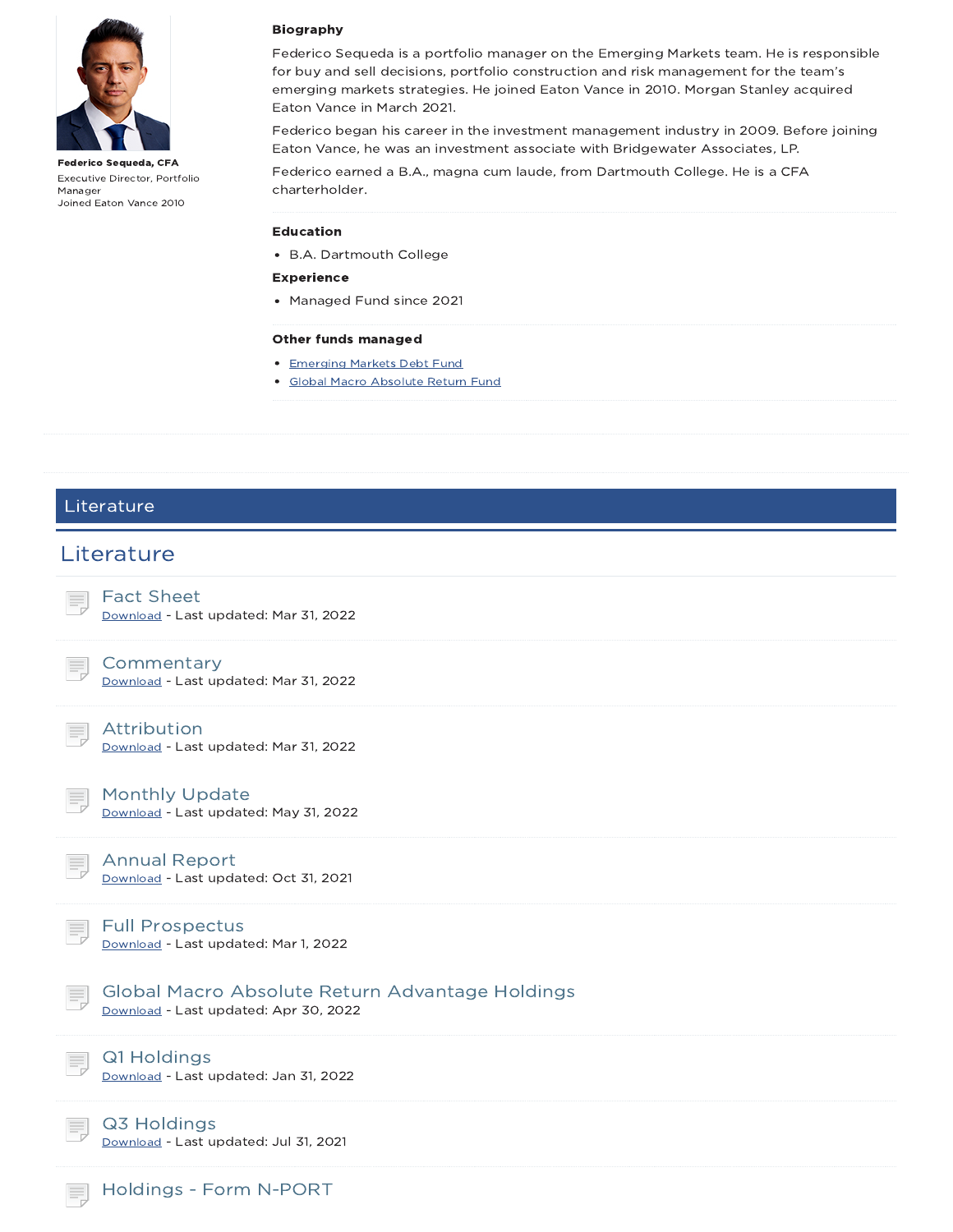**Federico Sequeda, CFA**
Executive Director, Portfolio Manager
Joined Eaton Vance 2010

**Biography**

Federico Sequeda is a portfolio manager on the Emerging Markets team. He is responsible for buy and sell decisions, portfolio construction and risk management for the team's emerging markets strategies. He joined Eaton Vance in 2010. Morgan Stanley acquired Eaton Vance in March 2021.

Federico began his career in the investment management industry in 2009. Before joining Eaton Vance, he was an investment associate with Bridgewater Associates, LP.

Federico earned a B.A., magna cum laude, from Dartmouth College. He is a CFA charterholder.

**Education**

- B.A. Dartmouth College

**Experience**

- Managed Fund since 2021

**Other funds managed**

- Emerging Markets Debt Fund
- Global Macro Absolute Return Fund

## Literature

## Literature

### Fact Sheet
Download - Last updated: Mar 31, 2022

### Commentary
Download - Last updated: Mar 31, 2022

### Attribution
Download - Last updated: Mar 31, 2022

### Monthly Update
Download - Last updated: May 31, 2022

### Annual Report
Download - Last updated: Oct 31, 2021

### Full Prospectus
Download - Last updated: Mar 1, 2022

### Global Macro Absolute Return Advantage Holdings
Download - Last updated: Apr 30, 2022

### Q1 Holdings
Download - Last updated: Jan 31, 2022

### Q3 Holdings
Download - Last updated: Jul 31, 2021

### Holdings - Form N-PORT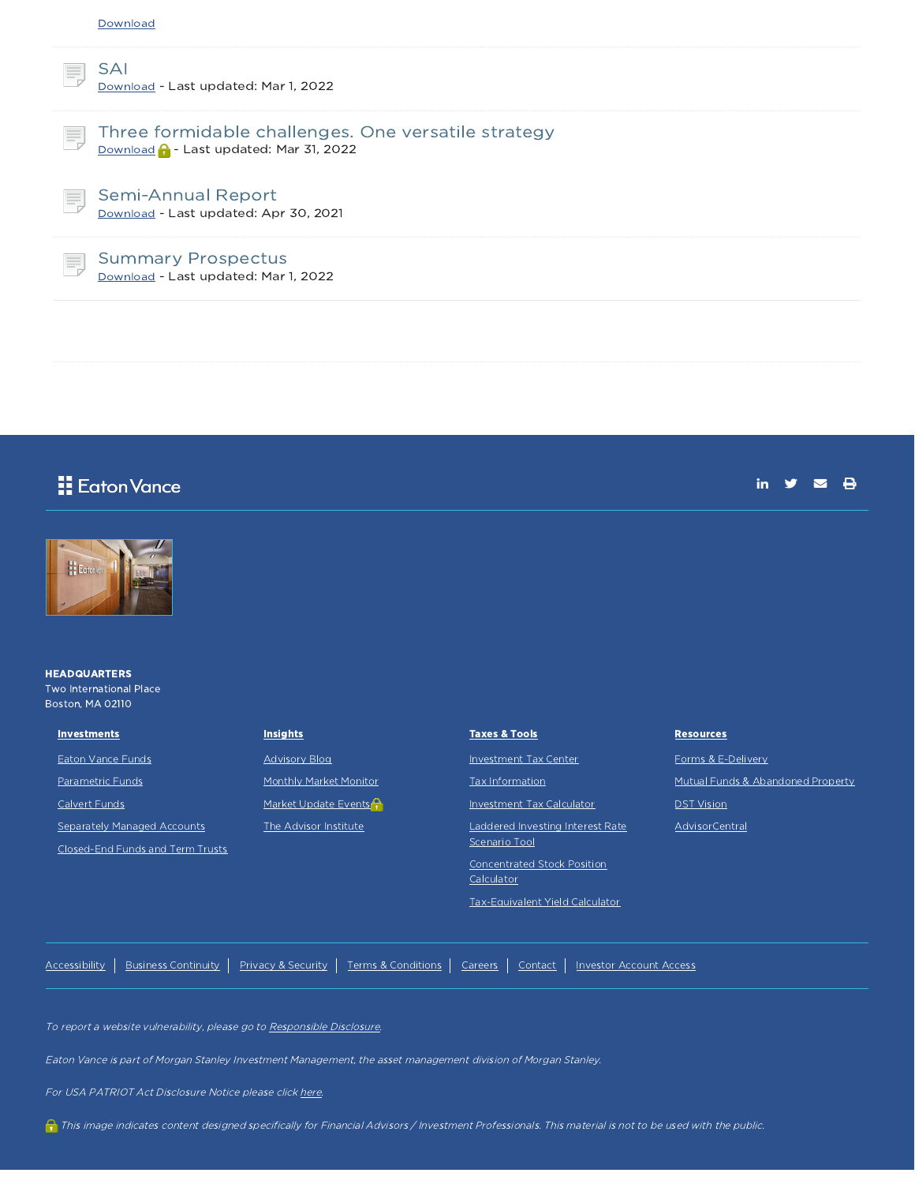Download

SAI
Download - Last updated: Mar 1, 2022

Three formidable challenges. One versatile strategy
Download - Last updated: Mar 31, 2022

Semi-Annual Report
Download - Last updated: Apr 30, 2021

Summary Prospectus
Download - Last updated: Mar 1, 2022

Eaton Vance

**HEADQUARTERS**
Two International Place
Boston, MA 02110

**Investments**

- Eaton Vance Funds
- Parametric Funds
- Calvert Funds
- Separately Managed Accounts
- Closed-End Funds and Term Trusts

**Insights**

- Advisory Blog
- Monthly Market Monitor
- Market Update Events
- The Advisor Institute

**Taxes & Tools**

- Investment Tax Center
- Tax Information
- Investment Tax Calculator
- Laddered Investing Interest Rate Scenario Tool
- Concentrated Stock Position Calculator
- Tax-Equivalent Yield Calculator

**Resources**

- Forms & E-Delivery
- Mutual Funds & Abandoned Property
- DST Vision
- AdvisorCentral

Accessibility | Business Continuity | Privacy & Security | Terms & Conditions | Careers | Contact | Investor Account Access

*To report a website vulnerability, please go to Responsible Disclosure.*

*Eaton Vance is part of Morgan Stanley Investment Management, the asset management division of Morgan Stanley.*

*For USA PATRIOT Act Disclosure Notice please click here.*

*This image indicates content designed specifically for Financial Advisors / Investment Professionals. This material is not to be used with the public.*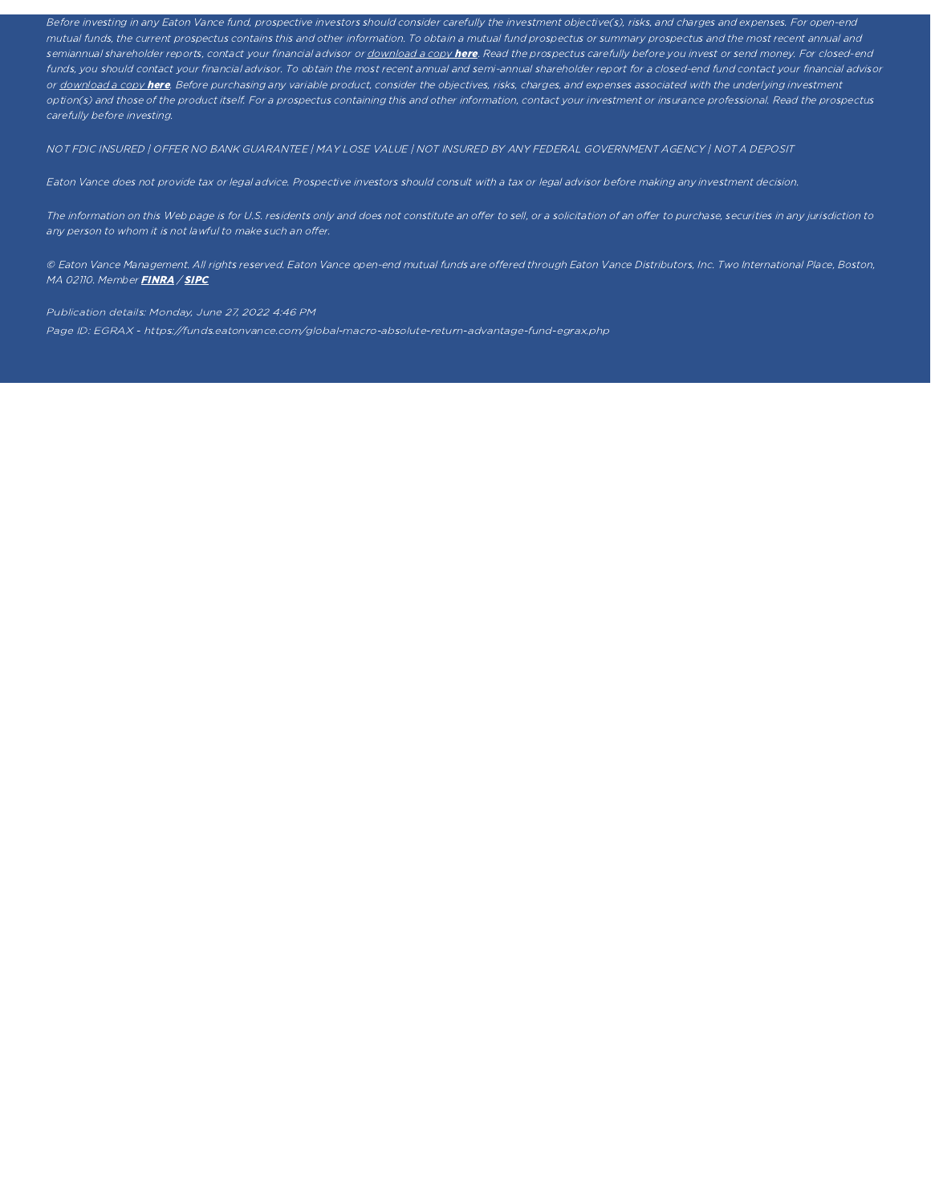*Before investing in any Eaton Vance fund, prospective investors should consider carefully the investment objective(s), risks, and charges and expenses. For open-end mutual funds, the current prospectus contains this and other information. To obtain a mutual fund prospectus or summary prospectus and the most recent annual and semiannual shareholder reports, contact your financial advisor or download a copy **here**. Read the prospectus carefully before you invest or send money. For closed-end funds, you should contact your financial advisor. To obtain the most recent annual and semi-annual shareholder report for a closed-end fund contact your financial advisor or download a copy **here**. Before purchasing any variable product, consider the objectives, risks, charges, and expenses associated with the underlying investment option(s) and those of the product itself. For a prospectus containing this and other information, contact your investment or insurance professional. Read the prospectus carefully before investing.*

*NOT FDIC INSURED | OFFER NO BANK GUARANTEE | MAY LOSE VALUE | NOT INSURED BY ANY FEDERAL GOVERNMENT AGENCY | NOT A DEPOSIT*

*Eaton Vance does not provide tax or legal advice. Prospective investors should consult with a tax or legal advisor before making any investment decision.*

*The information on this Web page is for U.S. residents only and does not constitute an offer to sell, or a solicitation of an offer to purchase, securities in any jurisdiction to any person to whom it is not lawful to make such an offer.*

*© Eaton Vance Management. All rights reserved. Eaton Vance open-end mutual funds are offered through Eaton Vance Distributors, Inc. Two International Place, Boston, MA 02110. Member **FINRA** / **SIPC**.*

*Publication details: Monday, June 27, 2022 4:46 PM*

*Page ID: EGRAX - https://funds.eatonvance.com/global-macro-absolute-return-advantage-fund-egrax.php*